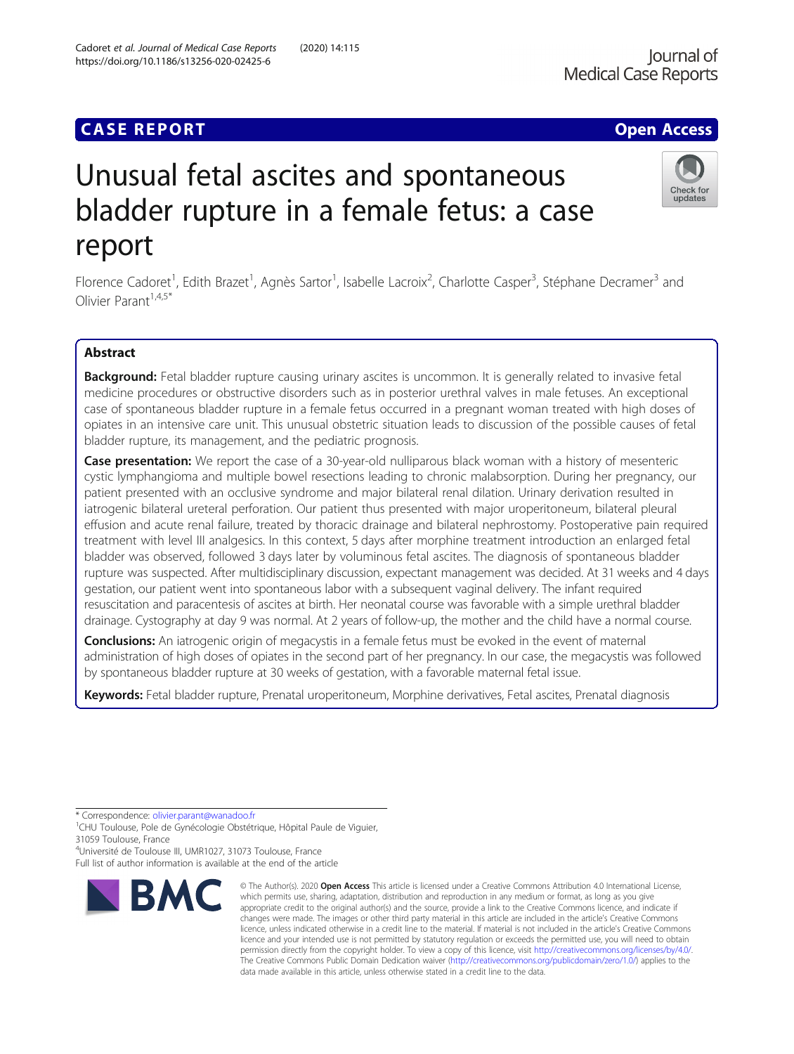CASE REPORT

Open Access

# Unusual fetal ascites and spontaneous bladder rupture in a female fetus: a case report

Florence Cadoret[1], Edith Brazet[1], Agnès Sartor[1], Isabelle Lacroix[2], Charlotte Casper[3], Stéphane Decramer[3] and Olivier Parant[1,4,5*]

## Abstract

**Background:** Fetal bladder rupture causing urinary ascites is uncommon. It is generally related to invasive fetal medicine procedures or obstructive disorders such as in posterior urethral valves in male fetuses. An exceptional case of spontaneous bladder rupture in a female fetus occurred in a pregnant woman treated with high doses of opiates in an intensive care unit. This unusual obstetric situation leads to discussion of the possible causes of fetal bladder rupture, its management, and the pediatric prognosis.

**Case presentation:** We report the case of a 30-year-old nulliparous black woman with a history of mesenteric cystic lymphangioma and multiple bowel resections leading to chronic malabsorption. During her pregnancy, our patient presented with an occlusive syndrome and major bilateral renal dilation. Urinary derivation resulted in iatrogenic bilateral ureteral perforation. Our patient thus presented with major uroperitoneum, bilateral pleural effusion and acute renal failure, treated by thoracic drainage and bilateral nephrostomy. Postoperative pain required treatment with level III analgesics. In this context, 5 days after morphine treatment introduction an enlarged fetal bladder was observed, followed 3 days later by voluminous fetal ascites. The diagnosis of spontaneous bladder rupture was suspected. After multidisciplinary discussion, expectant management was decided. At 31 weeks and 4 days gestation, our patient went into spontaneous labor with a subsequent vaginal delivery. The infant required resuscitation and paracentesis of ascites at birth. Her neonatal course was favorable with a simple urethral bladder drainage. Cystography at day 9 was normal. At 2 years of follow-up, the mother and the child have a normal course.

**Conclusions:** An iatrogenic origin of megacystis in a female fetus must be evoked in the event of maternal administration of high doses of opiates in the second part of her pregnancy. In our case, the megacystis was followed by spontaneous bladder rupture at 30 weeks of gestation, with a favorable maternal fetal issue.

**Keywords:** Fetal bladder rupture, Prenatal uroperitoneum, Morphine derivatives, Fetal ascites, Prenatal diagnosis

---

\* Correspondence: olivier.parant@wanadoo.fr

[1]CHU Toulouse, Pole de Gynécologie Obstétrique, Hôpital Paule de Viguier, 31059 Toulouse, France

[4]Université de Toulouse III, UMR1027, 31073 Toulouse, France

Full list of author information is available at the end of the article

© The Author(s). 2020 **Open Access** This article is licensed under a Creative Commons Attribution 4.0 International License, which permits use, sharing, adaptation, distribution and reproduction in any medium or format, as long as you give appropriate credit to the original author(s) and the source, provide a link to the Creative Commons licence, and indicate if changes were made. The images or other third party material in this article are included in the article's Creative Commons licence, unless indicated otherwise in a credit line to the material. If material is not included in the article's Creative Commons licence and your intended use is not permitted by statutory regulation or exceeds the permitted use, you will need to obtain permission directly from the copyright holder. To view a copy of this licence, visit http://creativecommons.org/licenses/by/4.0/. The Creative Commons Public Domain Dedication waiver (http://creativecommons.org/publicdomain/zero/1.0/) applies to the data made available in this article, unless otherwise stated in a credit line to the data.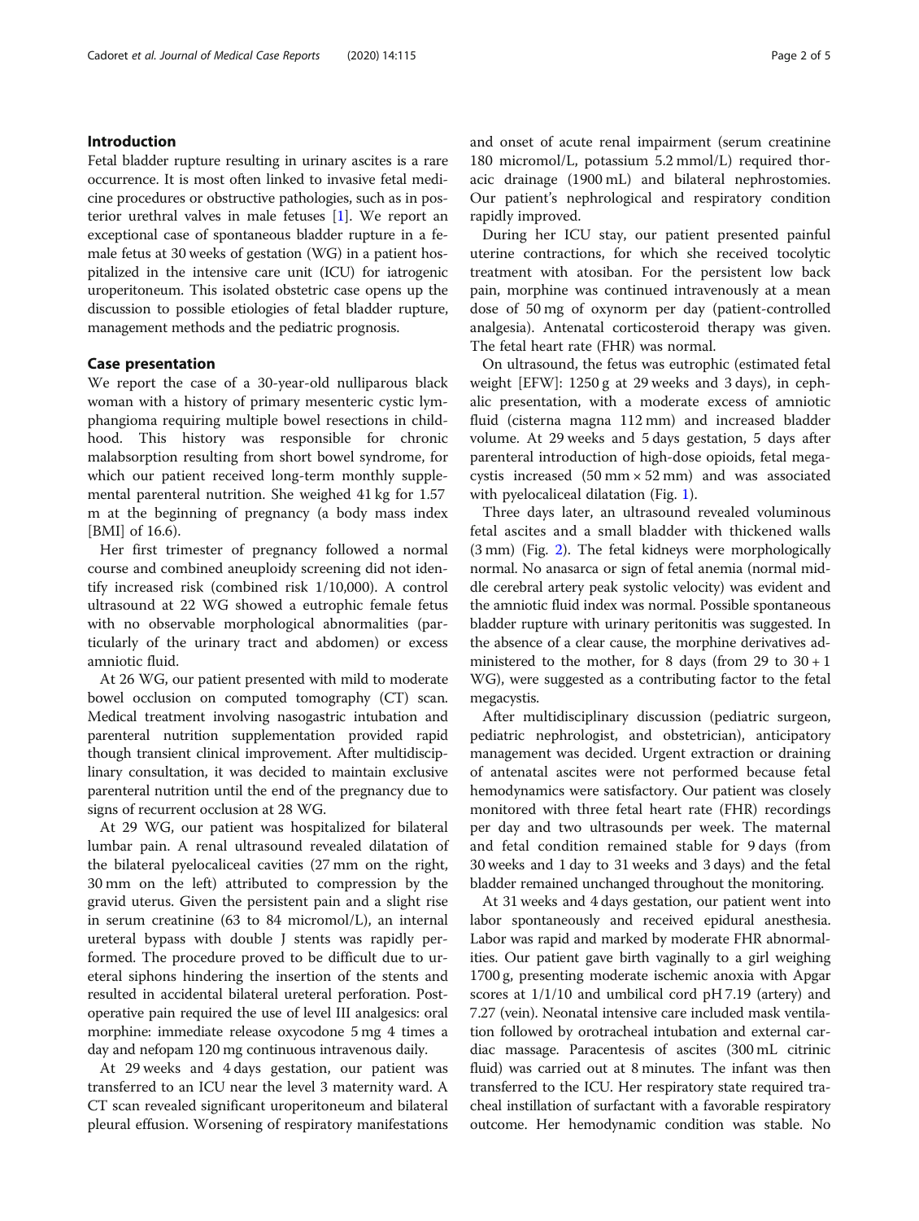## Introduction

Fetal bladder rupture resulting in urinary ascites is a rare occurrence. It is most often linked to invasive fetal medicine procedures or obstructive pathologies, such as in posterior urethral valves in male fetuses [1]. We report an exceptional case of spontaneous bladder rupture in a female fetus at 30 weeks of gestation (WG) in a patient hospitalized in the intensive care unit (ICU) for iatrogenic uroperitoneum. This isolated obstetric case opens up the discussion to possible etiologies of fetal bladder rupture, management methods and the pediatric prognosis.

## Case presentation

We report the case of a 30-year-old nulliparous black woman with a history of primary mesenteric cystic lymphangioma requiring multiple bowel resections in childhood. This history was responsible for chronic malabsorption resulting from short bowel syndrome, for which our patient received long-term monthly supplemental parenteral nutrition. She weighed 41 kg for 1.57 m at the beginning of pregnancy (a body mass index [BMI] of 16.6).

Her first trimester of pregnancy followed a normal course and combined aneuploidy screening did not identify increased risk (combined risk 1/10,000). A control ultrasound at 22 WG showed a eutrophic female fetus with no observable morphological abnormalities (particularly of the urinary tract and abdomen) or excess amniotic fluid.

At 26 WG, our patient presented with mild to moderate bowel occlusion on computed tomography (CT) scan. Medical treatment involving nasogastric intubation and parenteral nutrition supplementation provided rapid though transient clinical improvement. After multidisciplinary consultation, it was decided to maintain exclusive parenteral nutrition until the end of the pregnancy due to signs of recurrent occlusion at 28 WG.

At 29 WG, our patient was hospitalized for bilateral lumbar pain. A renal ultrasound revealed dilatation of the bilateral pyelocaliceal cavities (27 mm on the right, 30 mm on the left) attributed to compression by the gravid uterus. Given the persistent pain and a slight rise in serum creatinine (63 to 84 micromol/L), an internal ureteral bypass with double J stents was rapidly performed. The procedure proved to be difficult due to ureteral siphons hindering the insertion of the stents and resulted in accidental bilateral ureteral perforation. Postoperative pain required the use of level III analgesics: oral morphine: immediate release oxycodone 5 mg 4 times a day and nefopam 120 mg continuous intravenous daily.

At 29 weeks and 4 days gestation, our patient was transferred to an ICU near the level 3 maternity ward. A CT scan revealed significant uroperitoneum and bilateral pleural effusion. Worsening of respiratory manifestations and onset of acute renal impairment (serum creatinine 180 micromol/L, potassium 5.2 mmol/L) required thoracic drainage (1900 mL) and bilateral nephrostomies. Our patient's nephrological and respiratory condition rapidly improved.

During her ICU stay, our patient presented painful uterine contractions, for which she received tocolytic treatment with atosiban. For the persistent low back pain, morphine was continued intravenously at a mean dose of 50 mg of oxynorm per day (patient-controlled analgesia). Antenatal corticosteroid therapy was given. The fetal heart rate (FHR) was normal.

On ultrasound, the fetus was eutrophic (estimated fetal weight [EFW]: 1250 g at 29 weeks and 3 days), in cephalic presentation, with a moderate excess of amniotic fluid (cisterna magna 112 mm) and increased bladder volume. At 29 weeks and 5 days gestation, 5 days after parenteral introduction of high-dose opioids, fetal megacystis increased (50 mm × 52 mm) and was associated with pyelocaliceal dilatation (Fig. 1).

Three days later, an ultrasound revealed voluminous fetal ascites and a small bladder with thickened walls (3 mm) (Fig. 2). The fetal kidneys were morphologically normal. No anasarca or sign of fetal anemia (normal middle cerebral artery peak systolic velocity) was evident and the amniotic fluid index was normal. Possible spontaneous bladder rupture with urinary peritonitis was suggested. In the absence of a clear cause, the morphine derivatives administered to the mother, for 8 days (from 29 to 30 + 1 WG), were suggested as a contributing factor to the fetal megacystis.

After multidisciplinary discussion (pediatric surgeon, pediatric nephrologist, and obstetrician), anticipatory management was decided. Urgent extraction or draining of antenatal ascites were not performed because fetal hemodynamics were satisfactory. Our patient was closely monitored with three fetal heart rate (FHR) recordings per day and two ultrasounds per week. The maternal and fetal condition remained stable for 9 days (from 30 weeks and 1 day to 31 weeks and 3 days) and the fetal bladder remained unchanged throughout the monitoring.

At 31 weeks and 4 days gestation, our patient went into labor spontaneously and received epidural anesthesia. Labor was rapid and marked by moderate FHR abnormalities. Our patient gave birth vaginally to a girl weighing 1700 g, presenting moderate ischemic anoxia with Apgar scores at 1/1/10 and umbilical cord pH 7.19 (artery) and 7.27 (vein). Neonatal intensive care included mask ventilation followed by orotracheal intubation and external cardiac massage. Paracentesis of ascites (300 mL citrinic fluid) was carried out at 8 minutes. The infant was then transferred to the ICU. Her respiratory state required tracheal instillation of surfactant with a favorable respiratory outcome. Her hemodynamic condition was stable. No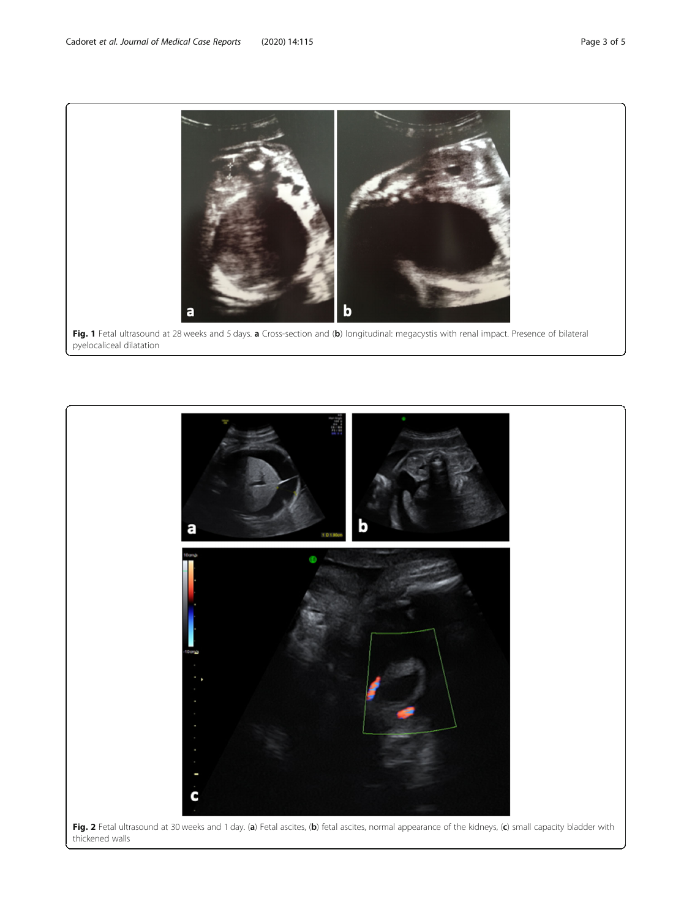**Fig. 1** Fetal ultrasound at 28 weeks and 5 days. **a** Cross-section and (**b**) longitudinal: megacystis with renal impact. Presence of bilateral pyelocaliceal dilatation

**Fig. 2** Fetal ultrasound at 30 weeks and 1 day. (**a**) Fetal ascites, (**b**) fetal ascites, normal appearance of the kidneys, (**c**) small capacity bladder with thickened walls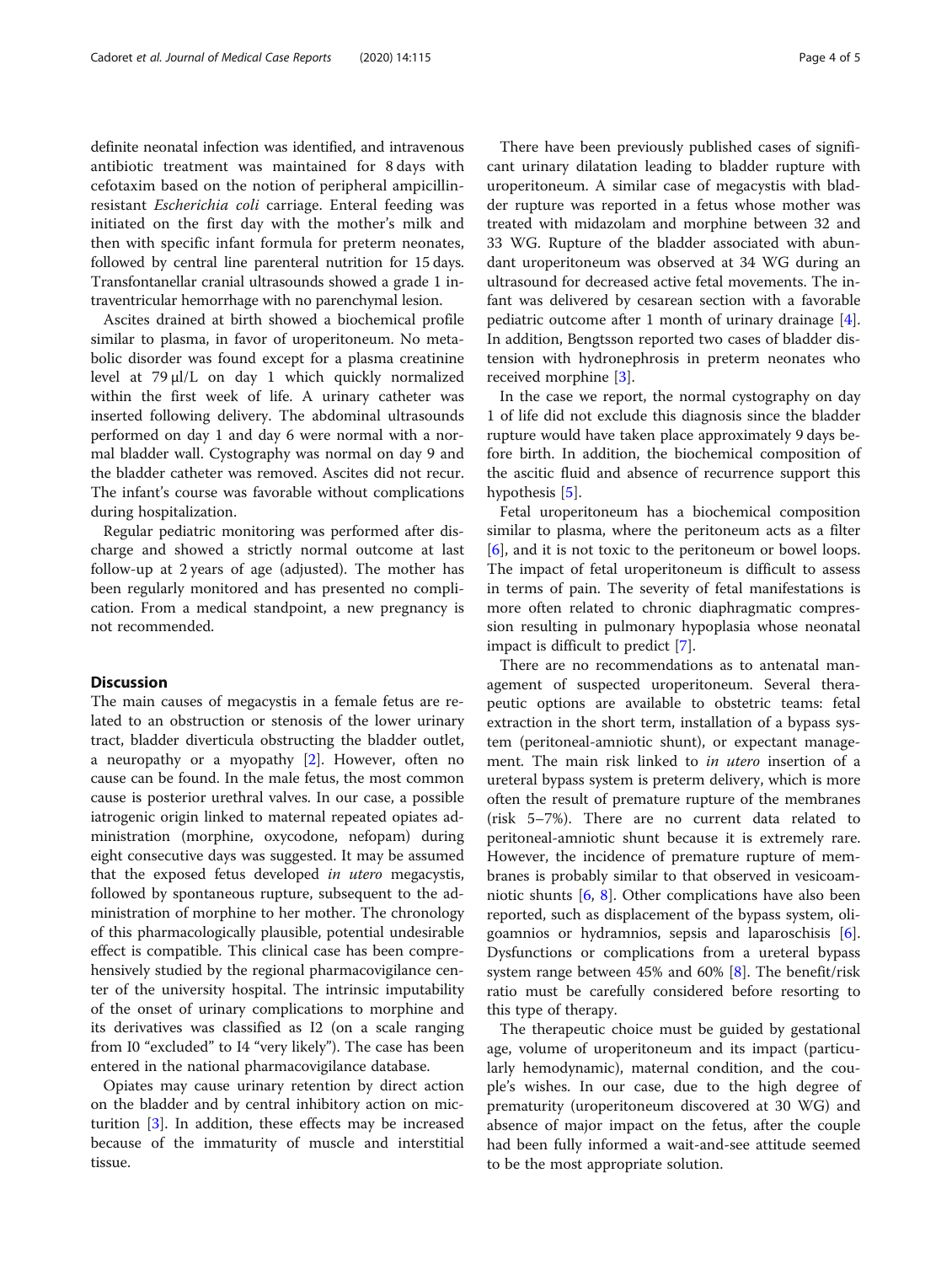definite neonatal infection was identified, and intravenous antibiotic treatment was maintained for 8 days with cefotaxim based on the notion of peripheral ampicillin-resistant *Escherichia coli* carriage. Enteral feeding was initiated on the first day with the mother's milk and then with specific infant formula for preterm neonates, followed by central line parenteral nutrition for 15 days. Transfontanellar cranial ultrasounds showed a grade 1 intraventricular hemorrhage with no parenchymal lesion.

Ascites drained at birth showed a biochemical profile similar to plasma, in favor of uroperitoneum. No metabolic disorder was found except for a plasma creatinine level at 79 μl/L on day 1 which quickly normalized within the first week of life. A urinary catheter was inserted following delivery. The abdominal ultrasounds performed on day 1 and day 6 were normal with a normal bladder wall. Cystography was normal on day 9 and the bladder catheter was removed. Ascites did not recur. The infant's course was favorable without complications during hospitalization.

Regular pediatric monitoring was performed after discharge and showed a strictly normal outcome at last follow-up at 2 years of age (adjusted). The mother has been regularly monitored and has presented no complication. From a medical standpoint, a new pregnancy is not recommended.

## Discussion

The main causes of megacystis in a female fetus are related to an obstruction or stenosis of the lower urinary tract, bladder diverticula obstructing the bladder outlet, a neuropathy or a myopathy [2]. However, often no cause can be found. In the male fetus, the most common cause is posterior urethral valves. In our case, a possible iatrogenic origin linked to maternal repeated opiates administration (morphine, oxycodone, nefopam) during eight consecutive days was suggested. It may be assumed that the exposed fetus developed *in utero* megacystis, followed by spontaneous rupture, subsequent to the administration of morphine to her mother. The chronology of this pharmacologically plausible, potential undesirable effect is compatible. This clinical case has been comprehensively studied by the regional pharmacovigilance center of the university hospital. The intrinsic imputability of the onset of urinary complications to morphine and its derivatives was classified as I2 (on a scale ranging from I0 "excluded" to I4 "very likely"). The case has been entered in the national pharmacovigilance database.

Opiates may cause urinary retention by direct action on the bladder and by central inhibitory action on micturition [3]. In addition, these effects may be increased because of the immaturity of muscle and interstitial tissue.

There have been previously published cases of significant urinary dilatation leading to bladder rupture with uroperitoneum. A similar case of megacystis with bladder rupture was reported in a fetus whose mother was treated with midazolam and morphine between 32 and 33 WG. Rupture of the bladder associated with abundant uroperitoneum was observed at 34 WG during an ultrasound for decreased active fetal movements. The infant was delivered by cesarean section with a favorable pediatric outcome after 1 month of urinary drainage [4]. In addition, Bengtsson reported two cases of bladder distension with hydronephrosis in preterm neonates who received morphine [3].

In the case we report, the normal cystography on day 1 of life did not exclude this diagnosis since the bladder rupture would have taken place approximately 9 days before birth. In addition, the biochemical composition of the ascitic fluid and absence of recurrence support this hypothesis [5].

Fetal uroperitoneum has a biochemical composition similar to plasma, where the peritoneum acts as a filter [6], and it is not toxic to the peritoneum or bowel loops. The impact of fetal uroperitoneum is difficult to assess in terms of pain. The severity of fetal manifestations is more often related to chronic diaphragmatic compression resulting in pulmonary hypoplasia whose neonatal impact is difficult to predict [7].

There are no recommendations as to antenatal management of suspected uroperitoneum. Several therapeutic options are available to obstetric teams: fetal extraction in the short term, installation of a bypass system (peritoneal-amniotic shunt), or expectant management. The main risk linked to *in utero* insertion of a ureteral bypass system is preterm delivery, which is more often the result of premature rupture of the membranes (risk 5–7%). There are no current data related to peritoneal-amniotic shunt because it is extremely rare. However, the incidence of premature rupture of membranes is probably similar to that observed in vesicoamniotic shunts [6, 8]. Other complications have also been reported, such as displacement of the bypass system, oligoamnios or hydramnios, sepsis and laparoschisis [6]. Dysfunctions or complications from a ureteral bypass system range between 45% and 60% [8]. The benefit/risk ratio must be carefully considered before resorting to this type of therapy.

The therapeutic choice must be guided by gestational age, volume of uroperitoneum and its impact (particularly hemodynamic), maternal condition, and the couple's wishes. In our case, due to the high degree of prematurity (uroperitoneum discovered at 30 WG) and absence of major impact on the fetus, after the couple had been fully informed a wait-and-see attitude seemed to be the most appropriate solution.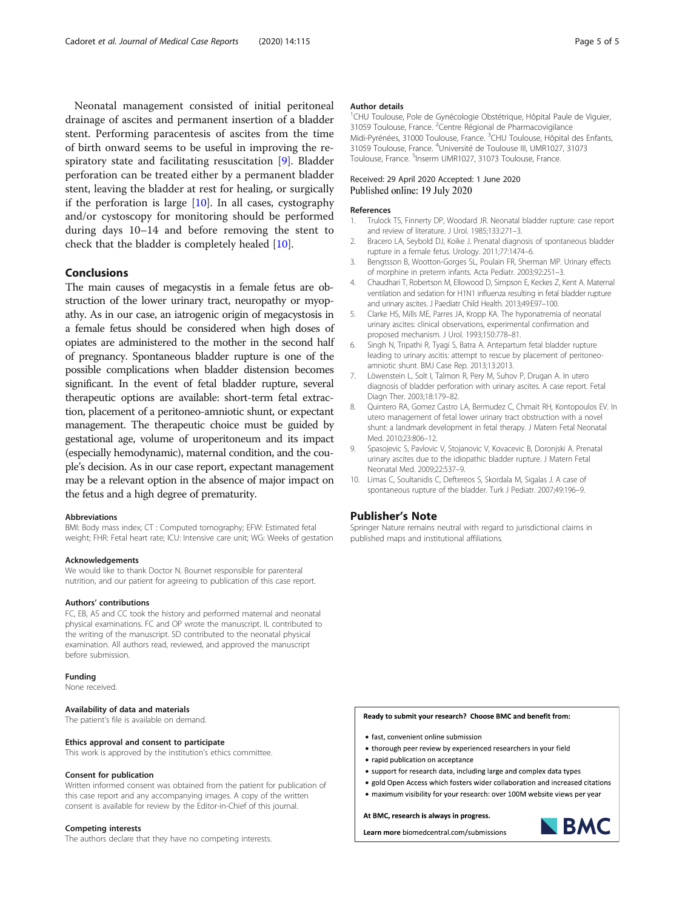Neonatal management consisted of initial peritoneal drainage of ascites and permanent insertion of a bladder stent. Performing paracentesis of ascites from the time of birth onward seems to be useful in improving the respiratory state and facilitating resuscitation [9]. Bladder perforation can be treated either by a permanent bladder stent, leaving the bladder at rest for healing, or surgically if the perforation is large [10]. In all cases, cystography and/or cystoscopy for monitoring should be performed during days 10–14 and before removing the stent to check that the bladder is completely healed [10].

## Conclusions

The main causes of megacystis in a female fetus are obstruction of the lower urinary tract, neuropathy or myopathy. As in our case, an iatrogenic origin of megacystosis in a female fetus should be considered when high doses of opiates are administered to the mother in the second half of pregnancy. Spontaneous bladder rupture is one of the possible complications when bladder distension becomes significant. In the event of fetal bladder rupture, several therapeutic options are available: short-term fetal extraction, placement of a peritoneo-amniotic shunt, or expectant management. The therapeutic choice must be guided by gestational age, volume of uroperitoneum and its impact (especially hemodynamic), maternal condition, and the couple's decision. As in our case report, expectant management may be a relevant option in the absence of major impact on the fetus and a high degree of prematurity.

#### Abbreviations

BMI: Body mass index; CT : Computed tomography; EFW: Estimated fetal weight; FHR: Fetal heart rate; ICU: Intensive care unit; WG: Weeks of gestation

#### Acknowledgements

We would like to thank Doctor N. Bournet responsible for parenteral nutrition, and our patient for agreeing to publication of this case report.

#### Authors' contributions

FC, EB, AS and CC took the history and performed maternal and neonatal physical examinations. FC and OP wrote the manuscript. IL contributed to the writing of the manuscript. SD contributed to the neonatal physical examination. All authors read, reviewed, and approved the manuscript before submission.

#### Funding

None received.

#### Availability of data and materials

The patient's file is available on demand.

#### Ethics approval and consent to participate

This work is approved by the institution's ethics committee.

#### Consent for publication

Written informed consent was obtained from the patient for publication of this case report and any accompanying images. A copy of the written consent is available for review by the Editor-in-Chief of this journal.

#### Competing interests

The authors declare that they have no competing interests.

#### Author details

[1]CHU Toulouse, Pole de Gynécologie Obstétrique, Hôpital Paule de Viguier, 31059 Toulouse, France. [2]Centre Régional de Pharmacovigilance Midi-Pyrénées, 31000 Toulouse, France. [3]CHU Toulouse, Hôpital des Enfants, 31059 Toulouse, France. [4]Université de Toulouse III, UMR1027, 31073 Toulouse, France. [5]Inserm UMR1027, 31073 Toulouse, France.

Received: 29 April 2020 Accepted: 1 June 2020
Published online: 19 July 2020

#### References

1. Trulock TS, Finnerty DP, Woodard JR. Neonatal bladder rupture: case report and review of literature. J Urol. 1985;133:271–3.
2. Bracero LA, Seybold DJ, Koike J. Prenatal diagnosis of spontaneous bladder rupture in a female fetus. Urology. 2011;77:1474–6.
3. Bengtsson B, Wootton-Gorges SL, Poulain FR, Sherman MP. Urinary effects of morphine in preterm infants. Acta Pediatr. 2003;92:251–3.
4. Chaudhari T, Robertson M, Ellowood D, Simpson E, Keckes Z, Kent A. Maternal ventilation and sedation for H1N1 influenza resulting in fetal bladder rupture and urinary ascites. J Paediatr Child Health. 2013;49:E97–100.
5. Clarke HS, Mills ME, Parres JA, Kropp KA. The hyponatremia of neonatal urinary ascites: clinical observations, experimental confirmation and proposed mechanism. J Urol. 1993;150:778–81.
6. Singh N, Tripathi R, Tyagi S, Batra A. Antepartum fetal bladder rupture leading to urinary ascitis: attempt to rescue by placement of peritoneo-amniotic shunt. BMJ Case Rep. 2013;13:2013.
7. Löwenstein L, Solt I, Talmon R, Pery M, Suhov P, Drugan A. In utero diagnosis of bladder perforation with urinary ascites. A case report. Fetal Diagn Ther. 2003;18:179–82.
8. Quintero RA, Gomez Castro LA, Bermudez C, Chmait RH, Kontopoulos EV. In utero management of fetal lower urinary tract obstruction with a novel shunt: a landmark development in fetal therapy. J Matern Fetal Neonatal Med. 2010;23:806–12.
9. Spasojevic S, Pavlovic V, Stojanovic V, Kovacevic B, Doronjski A. Prenatal urinary ascites due to the idiopathic bladder rupture. J Matern Fetal Neonatal Med. 2009;22:537–9.
10. Limas C, Soultanidis C, Deftereos S, Skordala M, Sigalas J. A case of spontaneous rupture of the bladder. Turk J Pediatr. 2007;49:196–9.

## Publisher's Note

Springer Nature remains neutral with regard to jurisdictional claims in published maps and institutional affiliations.

**Ready to submit your research? Choose BMC and benefit from:**

- fast, convenient online submission
- thorough peer review by experienced researchers in your field
- rapid publication on acceptance
- support for research data, including large and complex data types
- gold Open Access which fosters wider collaboration and increased citations
- maximum visibility for your research: over 100M website views per year

**At BMC, research is always in progress.**

**Learn more** biomedcentral.com/submissions